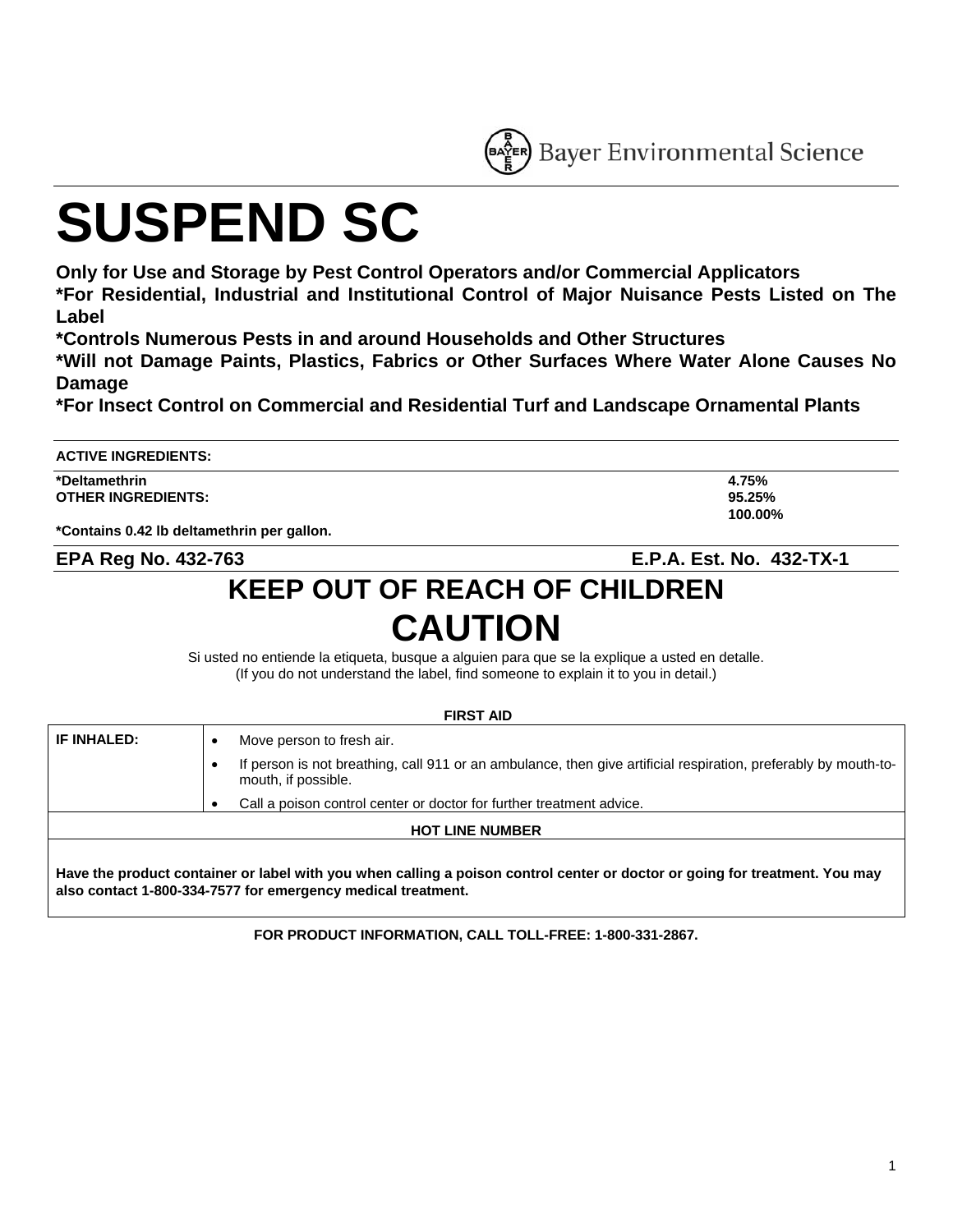Bayer Environmental Science

# SUSPEND SC

**Only for Use and Storage by Pest Control Operators and/or Commercial Applicators**
**\*For Residential, Industrial and Institutional Control of Major Nuisance Pests Listed on The Label**
**\*Controls Numerous Pests in and around Households and Other Structures**
**\*Will not Damage Paints, Plastics, Fabrics or Other Surfaces Where Water Alone Causes No Damage**
**\*For Insect Control on Commercial and Residential Turf and Landscape Ornamental Plants**

| ACTIVE INGREDIENTS: | |
|---|---|
| **\*Deltamethrin** | **4.75%** |
| **OTHER INGREDIENTS:** | **95.25%** |
| | **100.00%** |

**\*Contains 0.42 lb deltamethrin per gallon.**

**EPA Reg No. 432-763** **E.P.A. Est. No. 432-TX-1**

## KEEP OUT OF REACH OF CHILDREN

## CAUTION

Si usted no entiende la etiqueta, busque a alguien para que se la explique a usted en detalle.
(If you do not understand the label, find someone to explain it to you in detail.)

**FIRST AID**

| | |
|---|---|
| **IF INHALED:** | • Move person to fresh air.<br>• If person is not breathing, call 911 or an ambulance, then give artificial respiration, preferably by mouth-to-mouth, if possible.<br>• Call a poison control center or doctor for further treatment advice. |
| **HOT LINE NUMBER** | |
| **Have the product container or label with you when calling a poison control center or doctor or going for treatment. You may also contact 1-800-334-7577 for emergency medical treatment.** | |

**FOR PRODUCT INFORMATION, CALL TOLL-FREE: 1-800-331-2867.**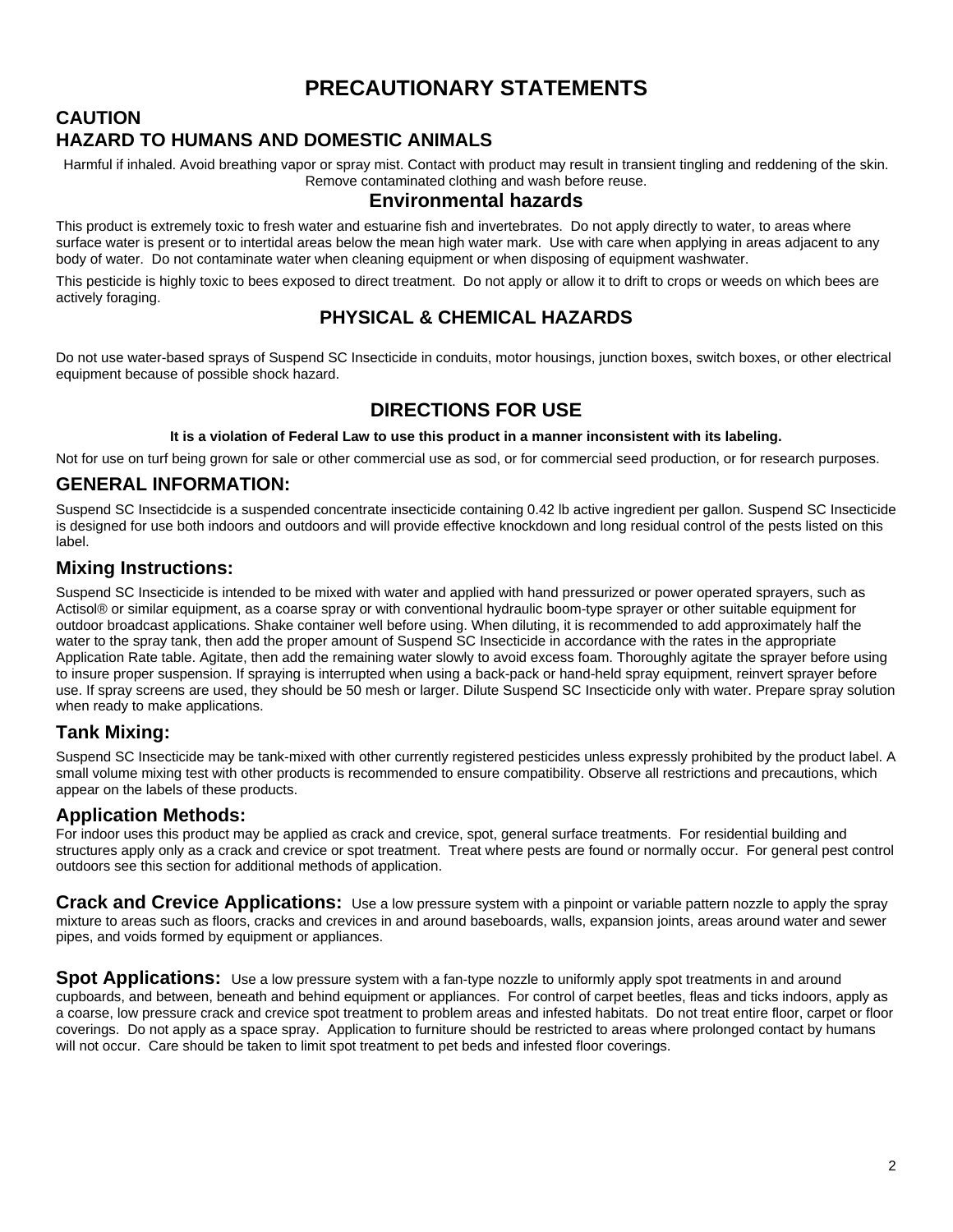# PRECAUTIONARY STATEMENTS

## CAUTION
## HAZARD TO HUMANS AND DOMESTIC ANIMALS

Harmful if inhaled. Avoid breathing vapor or spray mist. Contact with product may result in transient tingling and reddening of the skin. Remove contaminated clothing and wash before reuse.

## Environmental hazards

This product is extremely toxic to fresh water and estuarine fish and invertebrates. Do not apply directly to water, to areas where surface water is present or to intertidal areas below the mean high water mark. Use with care when applying in areas adjacent to any body of water. Do not contaminate water when cleaning equipment or when disposing of equipment washwater.

This pesticide is highly toxic to bees exposed to direct treatment. Do not apply or allow it to drift to crops or weeds on which bees are actively foraging.

## PHYSICAL & CHEMICAL HAZARDS

Do not use water-based sprays of Suspend SC Insecticide in conduits, motor housings, junction boxes, switch boxes, or other electrical equipment because of possible shock hazard.

# DIRECTIONS FOR USE

**It is a violation of Federal Law to use this product in a manner inconsistent with its labeling.**

Not for use on turf being grown for sale or other commercial use as sod, or for commercial seed production, or for research purposes.

## GENERAL INFORMATION:

Suspend SC Insectidcide is a suspended concentrate insecticide containing 0.42 lb active ingredient per gallon. Suspend SC Insecticide is designed for use both indoors and outdoors and will provide effective knockdown and long residual control of the pests listed on this label.

### Mixing Instructions:

Suspend SC Insecticide is intended to be mixed with water and applied with hand pressurized or power operated sprayers, such as Actisol® or similar equipment, as a coarse spray or with conventional hydraulic boom-type sprayer or other suitable equipment for outdoor broadcast applications. Shake container well before using. When diluting, it is recommended to add approximately half the water to the spray tank, then add the proper amount of Suspend SC Insecticide in accordance with the rates in the appropriate Application Rate table. Agitate, then add the remaining water slowly to avoid excess foam. Thoroughly agitate the sprayer before using to insure proper suspension. If spraying is interrupted when using a back-pack or hand-held spray equipment, reinvert sprayer before use. If spray screens are used, they should be 50 mesh or larger. Dilute Suspend SC Insecticide only with water. Prepare spray solution when ready to make applications.

### Tank Mixing:

Suspend SC Insecticide may be tank-mixed with other currently registered pesticides unless expressly prohibited by the product label. A small volume mixing test with other products is recommended to ensure compatibility. Observe all restrictions and precautions, which appear on the labels of these products.

### Application Methods:

For indoor uses this product may be applied as crack and crevice, spot, general surface treatments. For residential building and structures apply only as a crack and crevice or spot treatment. Treat where pests are found or normally occur. For general pest control outdoors see this section for additional methods of application.

**Crack and Crevice Applications:** Use a low pressure system with a pinpoint or variable pattern nozzle to apply the spray mixture to areas such as floors, cracks and crevices in and around baseboards, walls, expansion joints, areas around water and sewer pipes, and voids formed by equipment or appliances.

**Spot Applications:** Use a low pressure system with a fan-type nozzle to uniformly apply spot treatments in and around cupboards, and between, beneath and behind equipment or appliances. For control of carpet beetles, fleas and ticks indoors, apply as a coarse, low pressure crack and crevice spot treatment to problem areas and infested habitats. Do not treat entire floor, carpet or floor coverings. Do not apply as a space spray. Application to furniture should be restricted to areas where prolonged contact by humans will not occur. Care should be taken to limit spot treatment to pet beds and infested floor coverings.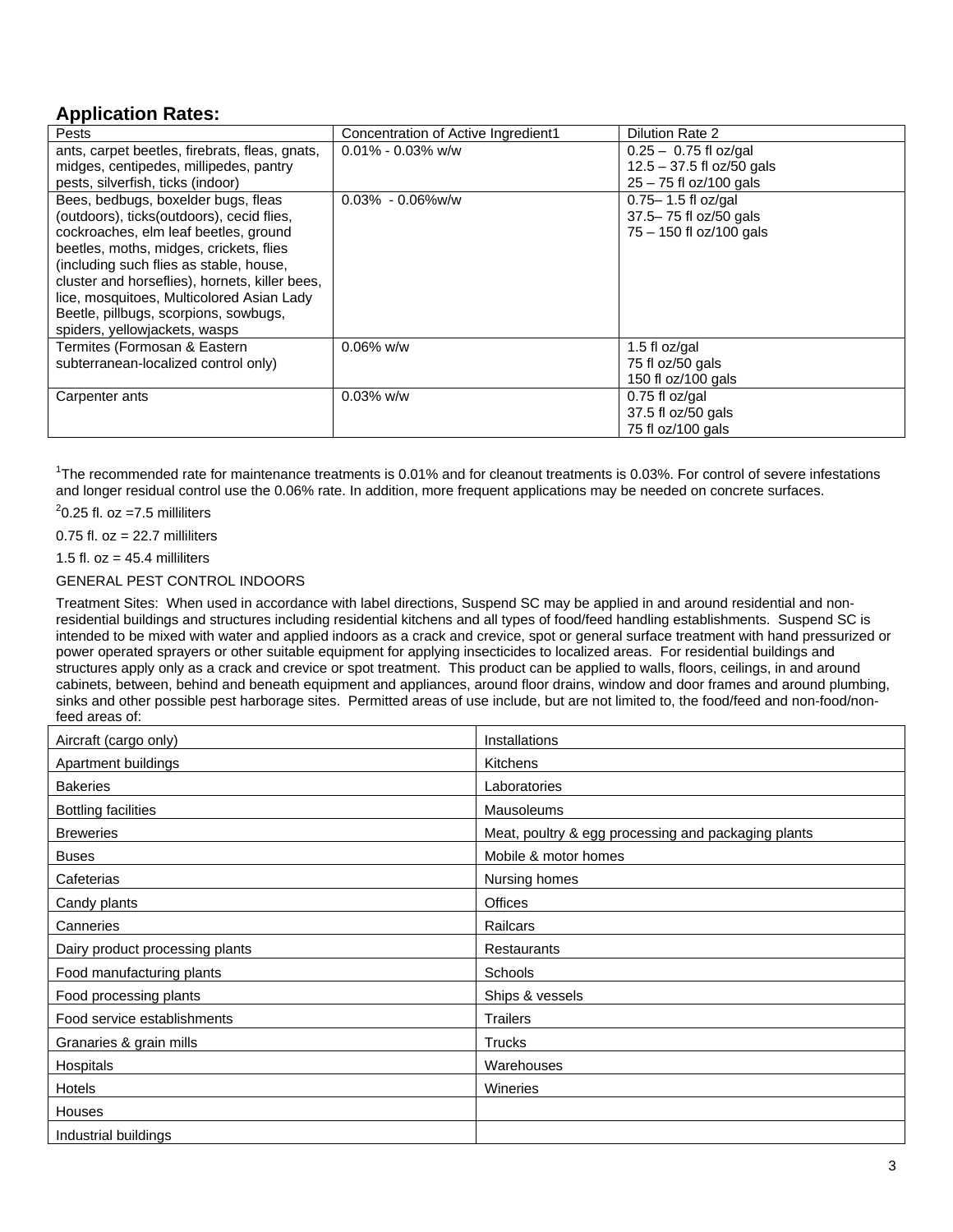## Application Rates:

| Pests | Concentration of Active Ingredient1 | Dilution Rate 2 |
|---|---|---|
| ants, carpet beetles, firebrats, fleas, gnats, midges, centipedes, millipedes, pantry pests, silverfish, ticks (indoor) | 0.01% - 0.03% w/w | 0.25 – 0.75 fl oz/gal<br>12.5 – 37.5 fl oz/50 gals<br>25 – 75 fl oz/100 gals |
| Bees, bedbugs, boxelder bugs, fleas (outdoors), ticks(outdoors), cecid flies, cockroaches, elm leaf beetles, ground beetles, moths, midges, crickets, flies (including such flies as stable, house, cluster and horseflies), hornets, killer bees, lice, mosquitoes, Multicolored Asian Lady Beetle, pillbugs, scorpions, sowbugs, spiders, yellowjackets, wasps | 0.03% - 0.06%w/w | 0.75– 1.5 fl oz/gal<br>37.5– 75 fl oz/50 gals<br>75 – 150 fl oz/100 gals |
| Termites (Formosan & Eastern subterranean-localized control only) | 0.06% w/w | 1.5 fl oz/gal<br>75 fl oz/50 gals<br>150 fl oz/100 gals |
| Carpenter ants | 0.03% w/w | 0.75 fl oz/gal<br>37.5 fl oz/50 gals<br>75 fl oz/100 gals |

[1]The recommended rate for maintenance treatments is 0.01% and for cleanout treatments is 0.03%. For control of severe infestations and longer residual control use the 0.06% rate. In addition, more frequent applications may be needed on concrete surfaces.

[2]0.25 fl. oz =7.5 milliliters

0.75 fl. oz = 22.7 milliliters

1.5 fl. oz = 45.4 milliliters

GENERAL PEST CONTROL INDOORS

Treatment Sites: When used in accordance with label directions, Suspend SC may be applied in and around residential and non-residential buildings and structures including residential kitchens and all types of food/feed handling establishments. Suspend SC is intended to be mixed with water and applied indoors as a crack and crevice, spot or general surface treatment with hand pressurized or power operated sprayers or other suitable equipment for applying insecticides to localized areas. For residential buildings and structures apply only as a crack and crevice or spot treatment. This product can be applied to walls, floors, ceilings, in and around cabinets, between, behind and beneath equipment and appliances, around floor drains, window and door frames and around plumbing, sinks and other possible pest harborage sites. Permitted areas of use include, but are not limited to, the food/feed and non-food/non-feed areas of:

| | |
|---|---|
| Aircraft (cargo only) | Installations |
| Apartment buildings | Kitchens |
| Bakeries | Laboratories |
| Bottling facilities | Mausoleums |
| Breweries | Meat, poultry & egg processing and packaging plants |
| Buses | Mobile & motor homes |
| Cafeterias | Nursing homes |
| Candy plants | Offices |
| Canneries | Railcars |
| Dairy product processing plants | Restaurants |
| Food manufacturing plants | Schools |
| Food processing plants | Ships & vessels |
| Food service establishments | Trailers |
| Granaries & grain mills | Trucks |
| Hospitals | Warehouses |
| Hotels | Wineries |
| Houses | |
| Industrial buildings | |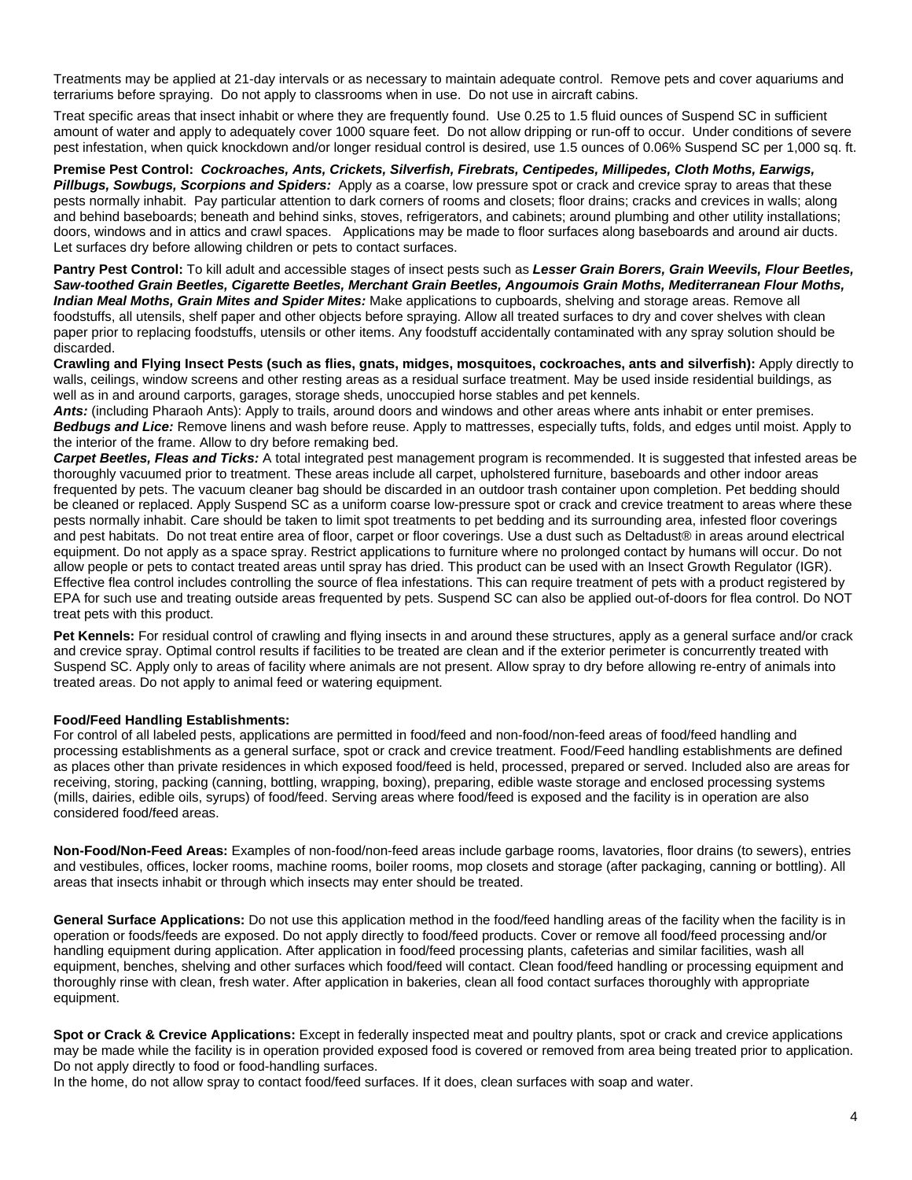Treatments may be applied at 21-day intervals or as necessary to maintain adequate control. Remove pets and cover aquariums and terrariums before spraying. Do not apply to classrooms when in use. Do not use in aircraft cabins.

Treat specific areas that insect inhabit or where they are frequently found. Use 0.25 to 1.5 fluid ounces of Suspend SC in sufficient amount of water and apply to adequately cover 1000 square feet. Do not allow dripping or run-off to occur. Under conditions of severe pest infestation, when quick knockdown and/or longer residual control is desired, use 1.5 ounces of 0.06% Suspend SC per 1,000 sq. ft.

**Premise Pest Control:** ***Cockroaches, Ants, Crickets, Silverfish, Firebrats, Centipedes, Millipedes, Cloth Moths, Earwigs, Pillbugs, Sowbugs, Scorpions and Spiders:*** Apply as a coarse, low pressure spot or crack and crevice spray to areas that these pests normally inhabit. Pay particular attention to dark corners of rooms and closets; floor drains; cracks and crevices in walls; along and behind baseboards; beneath and behind sinks, stoves, refrigerators, and cabinets; around plumbing and other utility installations; doors, windows and in attics and crawl spaces. Applications may be made to floor surfaces along baseboards and around air ducts. Let surfaces dry before allowing children or pets to contact surfaces.

**Pantry Pest Control:** To kill adult and accessible stages of insect pests such as ***Lesser Grain Borers, Grain Weevils, Flour Beetles, Saw-toothed Grain Beetles, Cigarette Beetles, Merchant Grain Beetles, Angoumois Grain Moths, Mediterranean Flour Moths, Indian Meal Moths, Grain Mites and Spider Mites:*** Make applications to cupboards, shelving and storage areas. Remove all foodstuffs, all utensils, shelf paper and other objects before spraying. Allow all treated surfaces to dry and cover shelves with clean paper prior to replacing foodstuffs, utensils or other items. Any foodstuff accidentally contaminated with any spray solution should be discarded.

**Crawling and Flying Insect Pests (such as flies, gnats, midges, mosquitoes, cockroaches, ants and silverfish):** Apply directly to walls, ceilings, window screens and other resting areas as a residual surface treatment. May be used inside residential buildings, as well as in and around carports, garages, storage sheds, unoccupied horse stables and pet kennels.

***Ants:*** (including Pharaoh Ants): Apply to trails, around doors and windows and other areas where ants inhabit or enter premises.

***Bedbugs and Lice:*** Remove linens and wash before reuse. Apply to mattresses, especially tufts, folds, and edges until moist. Apply to the interior of the frame. Allow to dry before remaking bed.

***Carpet Beetles, Fleas and Ticks:*** A total integrated pest management program is recommended. It is suggested that infested areas be thoroughly vacuumed prior to treatment. These areas include all carpet, upholstered furniture, baseboards and other indoor areas frequented by pets. The vacuum cleaner bag should be discarded in an outdoor trash container upon completion. Pet bedding should be cleaned or replaced. Apply Suspend SC as a uniform coarse low-pressure spot or crack and crevice treatment to areas where these pests normally inhabit. Care should be taken to limit spot treatments to pet bedding and its surrounding area, infested floor coverings and pest habitats. Do not treat entire area of floor, carpet or floor coverings. Use a dust such as Deltadust® in areas around electrical equipment. Do not apply as a space spray. Restrict applications to furniture where no prolonged contact by humans will occur. Do not allow people or pets to contact treated areas until spray has dried. This product can be used with an Insect Growth Regulator (IGR). Effective flea control includes controlling the source of flea infestations. This can require treatment of pets with a product registered by EPA for such use and treating outside areas frequented by pets. Suspend SC can also be applied out-of-doors for flea control. Do NOT treat pets with this product.

**Pet Kennels:** For residual control of crawling and flying insects in and around these structures, apply as a general surface and/or crack and crevice spray. Optimal control results if facilities to be treated are clean and if the exterior perimeter is concurrently treated with Suspend SC. Apply only to areas of facility where animals are not present. Allow spray to dry before allowing re-entry of animals into treated areas. Do not apply to animal feed or watering equipment.

**Food/Feed Handling Establishments:**
For control of all labeled pests, applications are permitted in food/feed and non-food/non-feed areas of food/feed handling and processing establishments as a general surface, spot or crack and crevice treatment. Food/Feed handling establishments are defined as places other than private residences in which exposed food/feed is held, processed, prepared or served. Included also are areas for receiving, storing, packing (canning, bottling, wrapping, boxing), preparing, edible waste storage and enclosed processing systems (mills, dairies, edible oils, syrups) of food/feed. Serving areas where food/feed is exposed and the facility is in operation are also considered food/feed areas.

**Non-Food/Non-Feed Areas:** Examples of non-food/non-feed areas include garbage rooms, lavatories, floor drains (to sewers), entries and vestibules, offices, locker rooms, machine rooms, boiler rooms, mop closets and storage (after packaging, canning or bottling). All areas that insects inhabit or through which insects may enter should be treated.

**General Surface Applications:** Do not use this application method in the food/feed handling areas of the facility when the facility is in operation or foods/feeds are exposed. Do not apply directly to food/feed products. Cover or remove all food/feed processing and/or handling equipment during application. After application in food/feed processing plants, cafeterias and similar facilities, wash all equipment, benches, shelving and other surfaces which food/feed will contact. Clean food/feed handling or processing equipment and thoroughly rinse with clean, fresh water. After application in bakeries, clean all food contact surfaces thoroughly with appropriate equipment.

**Spot or Crack & Crevice Applications:** Except in federally inspected meat and poultry plants, spot or crack and crevice applications may be made while the facility is in operation provided exposed food is covered or removed from area being treated prior to application. Do not apply directly to food or food-handling surfaces.
In the home, do not allow spray to contact food/feed surfaces. If it does, clean surfaces with soap and water.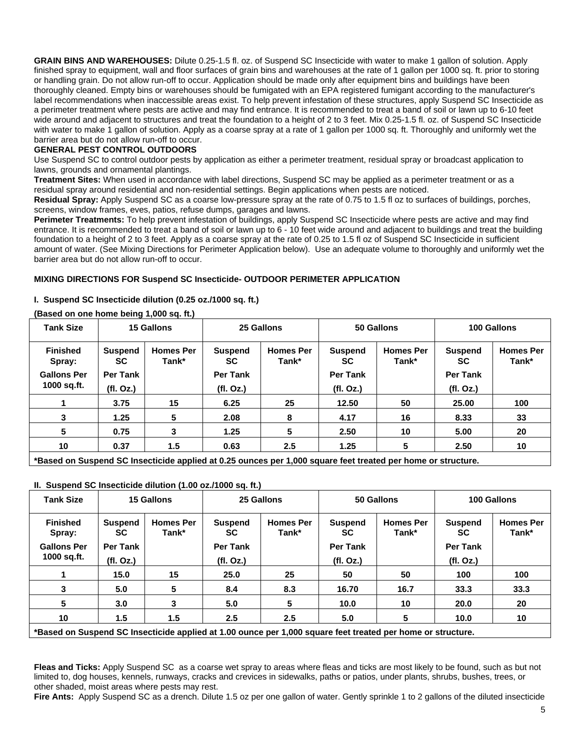**GRAIN BINS AND WAREHOUSES:** Dilute 0.25-1.5 fl. oz. of Suspend SC Insecticide with water to make 1 gallon of solution. Apply finished spray to equipment, wall and floor surfaces of grain bins and warehouses at the rate of 1 gallon per 1000 sq. ft. prior to storing or handling grain. Do not allow run-off to occur. Application should be made only after equipment bins and buildings have been thoroughly cleaned. Empty bins or warehouses should be fumigated with an EPA registered fumigant according to the manufacturer's label recommendations when inaccessible areas exist. To help prevent infestation of these structures, apply Suspend SC Insecticide as a perimeter treatment where pests are active and may find entrance. It is recommended to treat a band of soil or lawn up to 6-10 feet wide around and adjacent to structures and treat the foundation to a height of 2 to 3 feet. Mix 0.25-1.5 fl. oz. of Suspend SC Insecticide with water to make 1 gallon of solution. Apply as a coarse spray at a rate of 1 gallon per 1000 sq. ft. Thoroughly and uniformly wet the barrier area but do not allow run-off to occur.

**GENERAL PEST CONTROL OUTDOORS**

Use Suspend SC to control outdoor pests by application as either a perimeter treatment, residual spray or broadcast application to lawns, grounds and ornamental plantings.

**Treatment Sites:** When used in accordance with label directions, Suspend SC may be applied as a perimeter treatment or as a residual spray around residential and non-residential settings. Begin applications when pests are noticed.

**Residual Spray:** Apply Suspend SC as a coarse low-pressure spray at the rate of 0.75 to 1.5 fl oz to surfaces of buildings, porches, screens, window frames, eves, patios, refuse dumps, garages and lawns.

**Perimeter Treatments:** To help prevent infestation of buildings, apply Suspend SC Insecticide where pests are active and may find entrance. It is recommended to treat a band of soil or lawn up to 6 - 10 feet wide around and adjacent to buildings and treat the building foundation to a height of 2 to 3 feet. Apply as a coarse spray at the rate of 0.25 to 1.5 fl oz of Suspend SC Insecticide in sufficient amount of water. (See Mixing Directions for Perimeter Application below). Use an adequate volume to thoroughly and uniformly wet the barrier area but do not allow run-off to occur.

**MIXING DIRECTIONS FOR Suspend SC Insecticide- OUTDOOR PERIMETER APPLICATION**

**I. Suspend SC Insecticide dilution (0.25 oz./1000 sq. ft.)**

**(Based on one home being 1,000 sq. ft.)**

| Tank Size | 15 Gallons | | 25 Gallons | | 50 Gallons | | 100 Gallons | |
|---|---|---|---|---|---|---|---|---|
| Finished Spray: Gallons Per 1000 sq.ft. | Suspend SC Per Tank (fl. Oz.) | Homes Per Tank* | Suspend SC Per Tank (fl. Oz.) | Homes Per Tank* | Suspend SC Per Tank (fl. Oz.) | Homes Per Tank* | Suspend SC Per Tank (fl. Oz.) | Homes Per Tank* |
| 1 | 3.75 | 15 | 6.25 | 25 | 12.50 | 50 | 25.00 | 100 |
| 3 | 1.25 | 5 | 2.08 | 8 | 4.17 | 16 | 8.33 | 33 |
| 5 | 0.75 | 3 | 1.25 | 5 | 2.50 | 10 | 5.00 | 20 |
| 10 | 0.37 | 1.5 | 0.63 | 2.5 | 1.25 | 5 | 2.50 | 10 |

***Based on Suspend SC Insecticide applied at 0.25 ounces per 1,000 square feet treated per home or structure.**

**II. Suspend SC Insecticide dilution (1.00 oz./1000 sq. ft.)**

| Tank Size | 15 Gallons | | 25 Gallons | | 50 Gallons | | 100 Gallons | |
|---|---|---|---|---|---|---|---|---|
| Finished Spray: Gallons Per 1000 sq.ft. | Suspend SC Per Tank (fl. Oz.) | Homes Per Tank* | Suspend SC Per Tank (fl. Oz.) | Homes Per Tank* | Suspend SC Per Tank (fl. Oz.) | Homes Per Tank* | Suspend SC Per Tank (fl. Oz.) | Homes Per Tank* |
| 1 | 15.0 | 15 | 25.0 | 25 | 50 | 50 | 100 | 100 |
| 3 | 5.0 | 5 | 8.4 | 8.3 | 16.70 | 16.7 | 33.3 | 33.3 |
| 5 | 3.0 | 3 | 5.0 | 5 | 10.0 | 10 | 20.0 | 20 |
| 10 | 1.5 | 1.5 | 2.5 | 2.5 | 5.0 | 5 | 10.0 | 10 |

***Based on Suspend SC Insecticide applied at 1.00 ounce per 1,000 square feet treated per home or structure.**

**Fleas and Ticks:** Apply Suspend SC as a coarse wet spray to areas where fleas and ticks are most likely to be found, such as but not limited to, dog houses, kennels, runways, cracks and crevices in sidewalks, paths or patios, under plants, shrubs, bushes, trees, or other shaded, moist areas where pests may rest.

**Fire Ants:** Apply Suspend SC as a drench. Dilute 1.5 oz per one gallon of water. Gently sprinkle 1 to 2 gallons of the diluted insecticide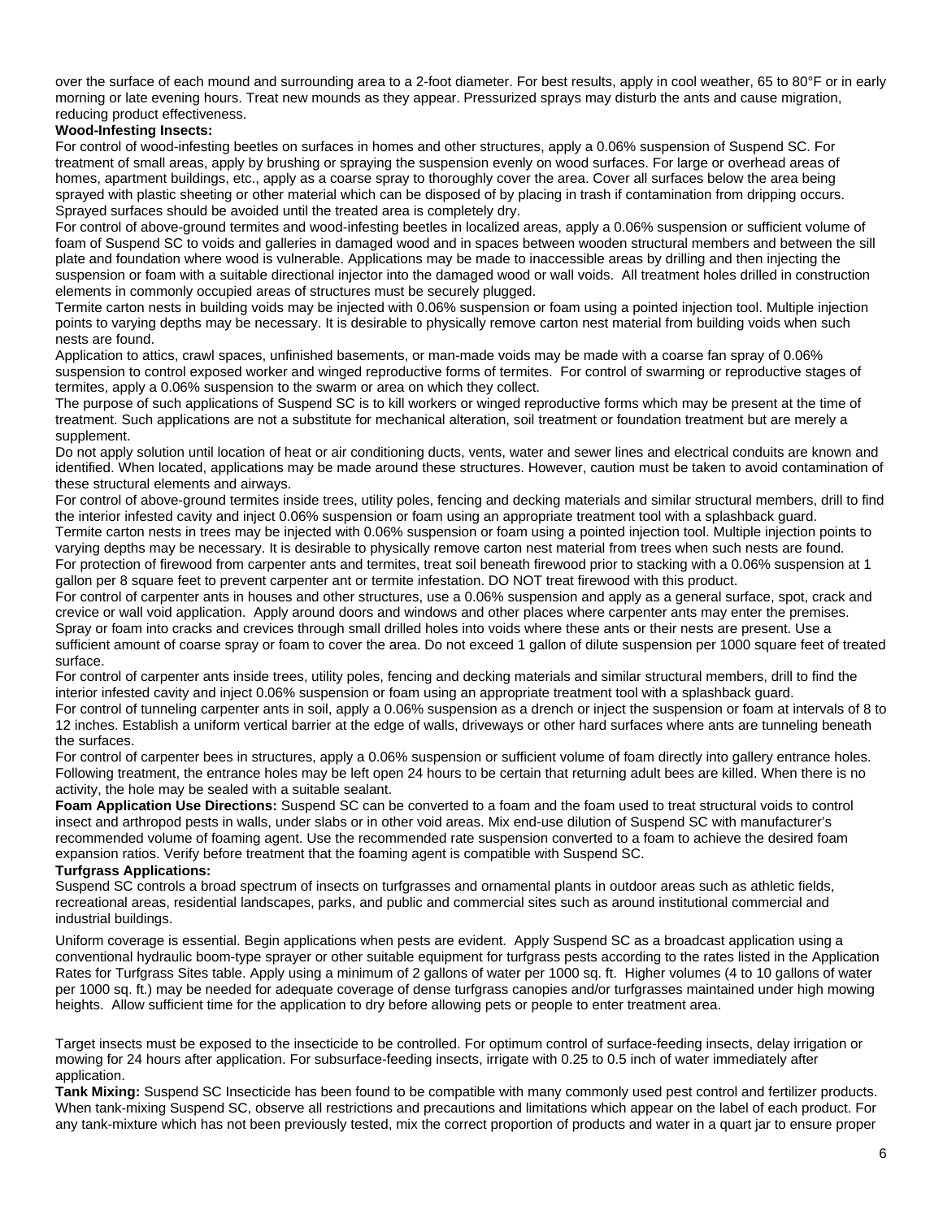over the surface of each mound and surrounding area to a 2-foot diameter. For best results, apply in cool weather, 65 to 80°F or in early morning or late evening hours. Treat new mounds as they appear. Pressurized sprays may disturb the ants and cause migration, reducing product effectiveness.

**Wood-Infesting Insects:**

For control of wood-infesting beetles on surfaces in homes and other structures, apply a 0.06% suspension of Suspend SC. For treatment of small areas, apply by brushing or spraying the suspension evenly on wood surfaces. For large or overhead areas of homes, apartment buildings, etc., apply as a coarse spray to thoroughly cover the area. Cover all surfaces below the area being sprayed with plastic sheeting or other material which can be disposed of by placing in trash if contamination from dripping occurs. Sprayed surfaces should be avoided until the treated area is completely dry.

For control of above-ground termites and wood-infesting beetles in localized areas, apply a 0.06% suspension or sufficient volume of foam of Suspend SC to voids and galleries in damaged wood and in spaces between wooden structural members and between the sill plate and foundation where wood is vulnerable. Applications may be made to inaccessible areas by drilling and then injecting the suspension or foam with a suitable directional injector into the damaged wood or wall voids. All treatment holes drilled in construction elements in commonly occupied areas of structures must be securely plugged.

Termite carton nests in building voids may be injected with 0.06% suspension or foam using a pointed injection tool. Multiple injection points to varying depths may be necessary. It is desirable to physically remove carton nest material from building voids when such nests are found.

Application to attics, crawl spaces, unfinished basements, or man-made voids may be made with a coarse fan spray of 0.06% suspension to control exposed worker and winged reproductive forms of termites. For control of swarming or reproductive stages of termites, apply a 0.06% suspension to the swarm or area on which they collect.

The purpose of such applications of Suspend SC is to kill workers or winged reproductive forms which may be present at the time of treatment. Such applications are not a substitute for mechanical alteration, soil treatment or foundation treatment but are merely a supplement.

Do not apply solution until location of heat or air conditioning ducts, vents, water and sewer lines and electrical conduits are known and identified. When located, applications may be made around these structures. However, caution must be taken to avoid contamination of these structural elements and airways.

For control of above-ground termites inside trees, utility poles, fencing and decking materials and similar structural members, drill to find the interior infested cavity and inject 0.06% suspension or foam using an appropriate treatment tool with a splashback guard.

Termite carton nests in trees may be injected with 0.06% suspension or foam using a pointed injection tool. Multiple injection points to varying depths may be necessary. It is desirable to physically remove carton nest material from trees when such nests are found.

For protection of firewood from carpenter ants and termites, treat soil beneath firewood prior to stacking with a 0.06% suspension at 1 gallon per 8 square feet to prevent carpenter ant or termite infestation. DO NOT treat firewood with this product.

For control of carpenter ants in houses and other structures, use a 0.06% suspension and apply as a general surface, spot, crack and crevice or wall void application. Apply around doors and windows and other places where carpenter ants may enter the premises. Spray or foam into cracks and crevices through small drilled holes into voids where these ants or their nests are present. Use a sufficient amount of coarse spray or foam to cover the area. Do not exceed 1 gallon of dilute suspension per 1000 square feet of treated surface.

For control of carpenter ants inside trees, utility poles, fencing and decking materials and similar structural members, drill to find the interior infested cavity and inject 0.06% suspension or foam using an appropriate treatment tool with a splashback guard.

For control of tunneling carpenter ants in soil, apply a 0.06% suspension as a drench or inject the suspension or foam at intervals of 8 to 12 inches. Establish a uniform vertical barrier at the edge of walls, driveways or other hard surfaces where ants are tunneling beneath the surfaces.

For control of carpenter bees in structures, apply a 0.06% suspension or sufficient volume of foam directly into gallery entrance holes. Following treatment, the entrance holes may be left open 24 hours to be certain that returning adult bees are killed. When there is no activity, the hole may be sealed with a suitable sealant.

**Foam Application Use Directions:** Suspend SC can be converted to a foam and the foam used to treat structural voids to control insect and arthropod pests in walls, under slabs or in other void areas. Mix end-use dilution of Suspend SC with manufacturer's recommended volume of foaming agent. Use the recommended rate suspension converted to a foam to achieve the desired foam expansion ratios. Verify before treatment that the foaming agent is compatible with Suspend SC.

**Turfgrass Applications:**

Suspend SC controls a broad spectrum of insects on turfgrasses and ornamental plants in outdoor areas such as athletic fields, recreational areas, residential landscapes, parks, and public and commercial sites such as around institutional commercial and industrial buildings.

Uniform coverage is essential. Begin applications when pests are evident. Apply Suspend SC as a broadcast application using a conventional hydraulic boom-type sprayer or other suitable equipment for turfgrass pests according to the rates listed in the Application Rates for Turfgrass Sites table. Apply using a minimum of 2 gallons of water per 1000 sq. ft. Higher volumes (4 to 10 gallons of water per 1000 sq. ft.) may be needed for adequate coverage of dense turfgrass canopies and/or turfgrasses maintained under high mowing heights. Allow sufficient time for the application to dry before allowing pets or people to enter treatment area.

Target insects must be exposed to the insecticide to be controlled. For optimum control of surface-feeding insects, delay irrigation or mowing for 24 hours after application. For subsurface-feeding insects, irrigate with 0.25 to 0.5 inch of water immediately after application.

**Tank Mixing:** Suspend SC Insecticide has been found to be compatible with many commonly used pest control and fertilizer products. When tank-mixing Suspend SC, observe all restrictions and precautions and limitations which appear on the label of each product. For any tank-mixture which has not been previously tested, mix the correct proportion of products and water in a quart jar to ensure proper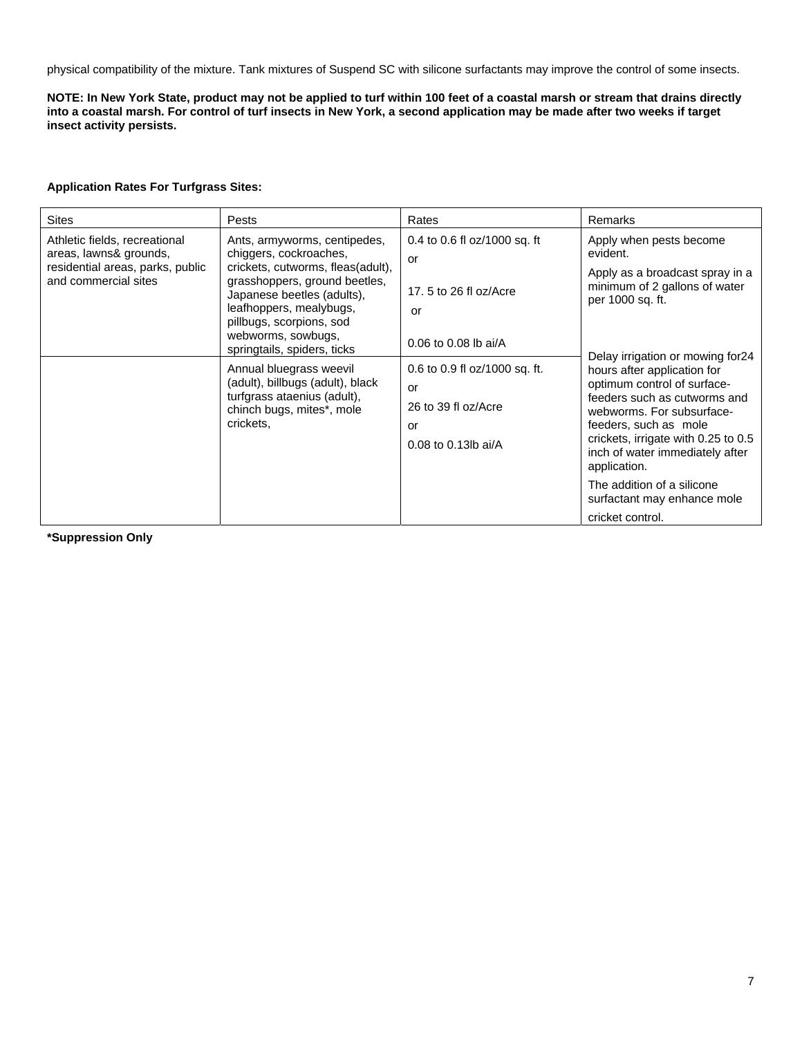physical compatibility of the mixture. Tank mixtures of Suspend SC with silicone surfactants may improve the control of some insects.

**NOTE: In New York State, product may not be applied to turf within 100 feet of a coastal marsh or stream that drains directly into a coastal marsh. For control of turf insects in New York, a second application may be made after two weeks if target insect activity persists.**

**Application Rates For Turfgrass Sites:**

| Sites | Pests | Rates | Remarks |
|---|---|---|---|
| Athletic fields, recreational areas, lawns& grounds, residential areas, parks, public and commercial sites | Ants, armyworms, centipedes, chiggers, cockroaches, crickets, cutworms, fleas(adult), grasshoppers, ground beetles, Japanese beetles (adults), leafhoppers, mealybugs, pillbugs, scorpions, sod webworms, sowbugs, springtails, spiders, ticks | 0.4 to 0.6 fl oz/1000 sq. ft<br>or<br>17. 5 to 26 fl oz/Acre<br>or<br>0.06 to 0.08 lb ai/A | Apply when pests become evident.<br>Apply as a broadcast spray in a minimum of 2 gallons of water per 1000 sq. ft.<br>Delay irrigation or mowing for24 hours after application for optimum control of surface-feeders such as cutworms and webworms. For subsurface-feeders, such as mole crickets, irrigate with 0.25 to 0.5 inch of water immediately after application.<br>The addition of a silicone surfactant may enhance mole cricket control. |
| | Annual bluegrass weevil (adult), billbugs (adult), black turfgrass ataenius (adult), chinch bugs, mites*, mole crickets, | 0.6 to 0.9 fl oz/1000 sq. ft.<br>or<br>26 to 39 fl oz/Acre<br>or<br>0.08 to 0.13lb ai/A | |

**\*Suppression Only**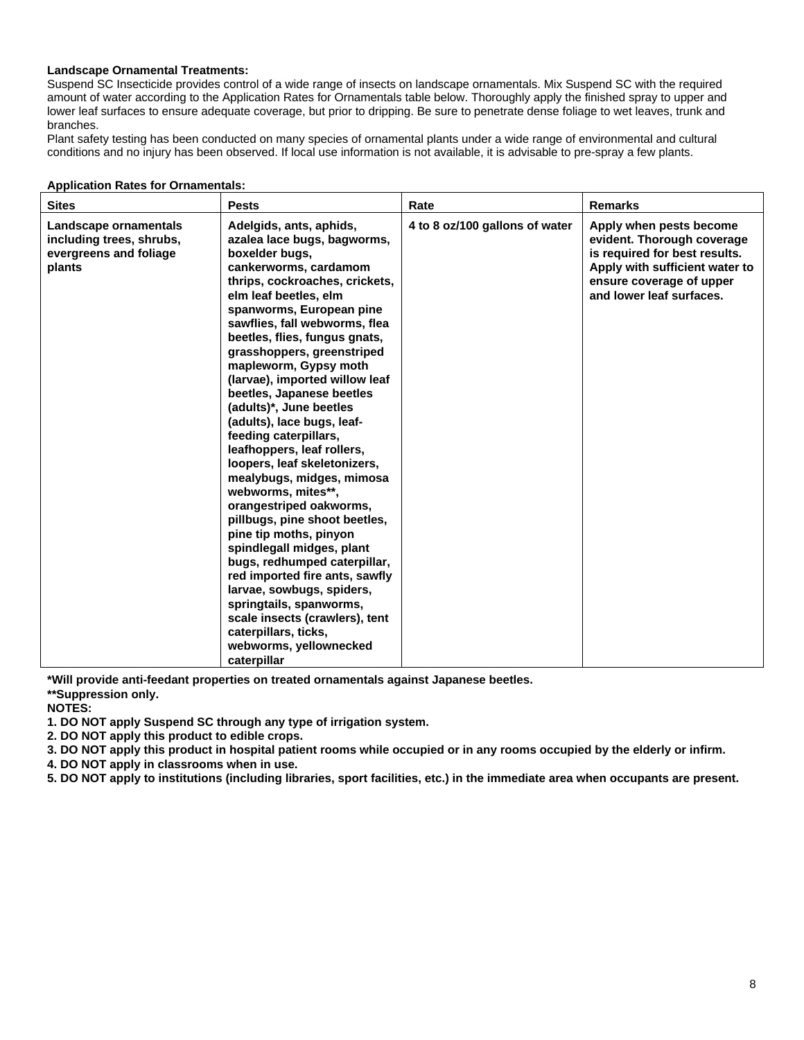**Landscape Ornamental Treatments:**

Suspend SC Insecticide provides control of a wide range of insects on landscape ornamentals. Mix Suspend SC with the required amount of water according to the Application Rates for Ornamentals table below. Thoroughly apply the finished spray to upper and lower leaf surfaces to ensure adequate coverage, but prior to dripping. Be sure to penetrate dense foliage to wet leaves, trunk and branches.

Plant safety testing has been conducted on many species of ornamental plants under a wide range of environmental and cultural conditions and no injury has been observed. If local use information is not available, it is advisable to pre-spray a few plants.

**Application Rates for Ornamentals:**

| Sites | Pests | Rate | Remarks |
|---|---|---|---|
| **Landscape ornamentals including trees, shrubs, evergreens and foliage plants** | **Adelgids, ants, aphids, azalea lace bugs, bagworms, boxelder bugs, cankerworms, cardamom thrips, cockroaches, crickets, elm leaf beetles, elm spanworms, European pine sawflies, fall webworms, flea beetles, flies, fungus gnats, grasshoppers, greenstriped mapleworm, Gypsy moth (larvae), imported willow leaf beetles, Japanese beetles (adults)*, June beetles (adults), lace bugs, leaf-feeding caterpillars, leafhoppers, leaf rollers, loopers, leaf skeletonizers, mealybugs, midges, mimosa webworms, mites**, orangestriped oakworms, pillbugs, pine shoot beetles, pine tip moths, pinyon spindlegall midges, plant bugs, redhumped caterpillar, red imported fire ants, sawfly larvae, sowbugs, spiders, springtails, spanworms, scale insects (crawlers), tent caterpillars, ticks, webworms, yellownecked caterpillar** | **4 to 8 oz/100 gallons of water** | **Apply when pests become evident. Thorough coverage is required for best results. Apply with sufficient water to ensure coverage of upper and lower leaf surfaces.** |

**\*Will provide anti-feedant properties on treated ornamentals against Japanese beetles.**

**\*\*Suppression only.**

**NOTES:**

**1. DO NOT apply Suspend SC through any type of irrigation system.**

**2. DO NOT apply this product to edible crops.**

**3. DO NOT apply this product in hospital patient rooms while occupied or in any rooms occupied by the elderly or infirm.**

**4. DO NOT apply in classrooms when in use.**

**5. DO NOT apply to institutions (including libraries, sport facilities, etc.) in the immediate area when occupants are present.**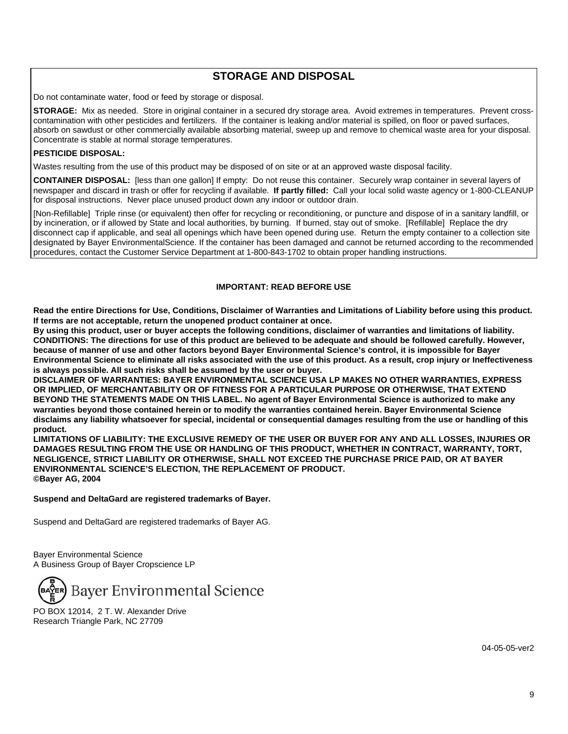## STORAGE AND DISPOSAL

Do not contaminate water, food or feed by storage or disposal.

**STORAGE:** Mix as needed. Store in original container in a secured dry storage area. Avoid extremes in temperatures. Prevent cross-contamination with other pesticides and fertilizers. If the container is leaking and/or material is spilled, on floor or paved surfaces, absorb on sawdust or other commercially available absorbing material, sweep up and remove to chemical waste area for your disposal. Concentrate is stable at normal storage temperatures.

**PESTICIDE DISPOSAL:**

Wastes resulting from the use of this product may be disposed of on site or at an approved waste disposal facility.

**CONTAINER DISPOSAL:** [less than one gallon] If empty: Do not reuse this container. Securely wrap container in several layers of newspaper and discard in trash or offer for recycling if available. **If partly filled:** Call your local solid waste agency or 1-800-CLEANUP for disposal instructions. Never place unused product down any indoor or outdoor drain.

[Non-Refillable] Triple rinse (or equivalent) then offer for recycling or reconditioning, or puncture and dispose of in a sanitary landfill, or by incineration, or if allowed by State and local authorities, by burning. If burned, stay out of smoke. [Refillable] Replace the dry disconnect cap if applicable, and seal all openings which have been opened during use. Return the empty container to a collection site designated by Bayer EnvironmentalScience. If the container has been damaged and cannot be returned according to the recommended procedures, contact the Customer Service Department at 1-800-843-1702 to obtain proper handling instructions.

**IMPORTANT: READ BEFORE USE**

**Read the entire Directions for Use, Conditions, Disclaimer of Warranties and Limitations of Liability before using this product. If terms are not acceptable, return the unopened product container at once.**
**By using this product, user or buyer accepts the following conditions, disclaimer of warranties and limitations of liability.**
**CONDITIONS: The directions for use of this product are believed to be adequate and should be followed carefully. However, because of manner of use and other factors beyond Bayer Environmental Science's control, it is impossible for Bayer Environmental Science to eliminate all risks associated with the use of this product. As a result, crop injury or Ineffectiveness is always possible. All such risks shall be assumed by the user or buyer.**
**DISCLAIMER OF WARRANTIES: BAYER ENVIRONMENTAL SCIENCE USA LP MAKES NO OTHER WARRANTIES, EXPRESS OR IMPLIED, OF MERCHANTABILITY OR OF FITNESS FOR A PARTICULAR PURPOSE OR OTHERWISE, THAT EXTEND BEYOND THE STATEMENTS MADE ON THIS LABEL. No agent of Bayer Environmental Science is authorized to make any warranties beyond those contained herein or to modify the warranties contained herein. Bayer Environmental Science disclaims any liability whatsoever for special, incidental or consequential damages resulting from the use or handling of this product.**
**LIMITATIONS OF LIABILITY: THE EXCLUSIVE REMEDY OF THE USER OR BUYER FOR ANY AND ALL LOSSES, INJURIES OR DAMAGES RESULTING FROM THE USE OR HANDLING OF THIS PRODUCT, WHETHER IN CONTRACT, WARRANTY, TORT, NEGLIGENCE, STRICT LIABILITY OR OTHERWISE, SHALL NOT EXCEED THE PURCHASE PRICE PAID, OR AT BAYER ENVIRONMENTAL SCIENCE'S ELECTION, THE REPLACEMENT OF PRODUCT.**
**©Bayer AG, 2004**

**Suspend and DeltaGard are registered trademarks of Bayer.**

Suspend and DeltaGard are registered trademarks of Bayer AG.

Bayer Environmental Science
A Business Group of Bayer Cropscience LP

Bayer Environmental Science

PO BOX 12014, 2 T. W. Alexander Drive
Research Triangle Park, NC 27709

04-05-05-ver2